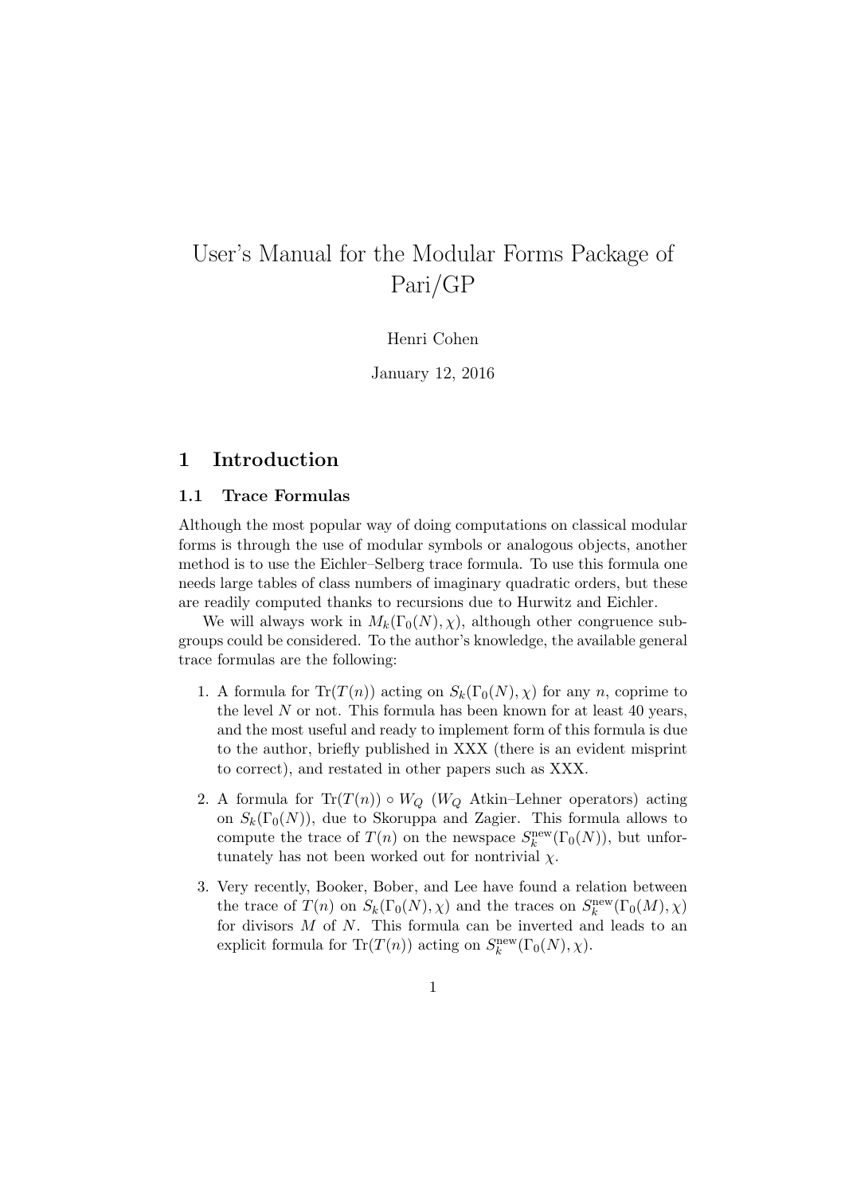# User's Manual for the Modular Forms Package of Pari/GP

Henri Cohen

January 12, 2016

## 1 Introduction

### 1.1 Trace Formulas

Although the most popular way of doing computations on classical modular forms is through the use of modular symbols or analogous objects, another method is to use the Eichler–Selberg trace formula. To use this formula one needs large tables of class numbers of imaginary quadratic orders, but these are readily computed thanks to recursions due to Hurwitz and Eichler.

We will always work in $M_k(\Gamma_0(N), \chi)$, although other congruence subgroups could be considered. To the author's knowledge, the available general trace formulas are the following:

1. A formula for $\mathrm{Tr}(T(n))$ acting on $S_k(\Gamma_0(N), \chi)$ for any $n$, coprime to the level $N$ or not. This formula has been known for at least 40 years, and the most useful and ready to implement form of this formula is due to the author, briefly published in XXX (there is an evident misprint to correct), and restated in other papers such as XXX.
2. A formula for $\mathrm{Tr}(T(n)) \circ W_Q$ ($W_Q$ Atkin–Lehner operators) acting on $S_k(\Gamma_0(N))$, due to Skoruppa and Zagier. This formula allows to compute the trace of $T(n)$ on the newspace $S_k^{\mathrm{new}}(\Gamma_0(N))$, but unfortunately has not been worked out for nontrivial $\chi$.
3. Very recently, Booker, Bober, and Lee have found a relation between the trace of $T(n)$ on $S_k(\Gamma_0(N), \chi)$ and the traces on $S_k^{\mathrm{new}}(\Gamma_0(M), \chi)$ for divisors $M$ of $N$. This formula can be inverted and leads to an explicit formula for $\mathrm{Tr}(T(n))$ acting on $S_k^{\mathrm{new}}(\Gamma_0(N), \chi)$.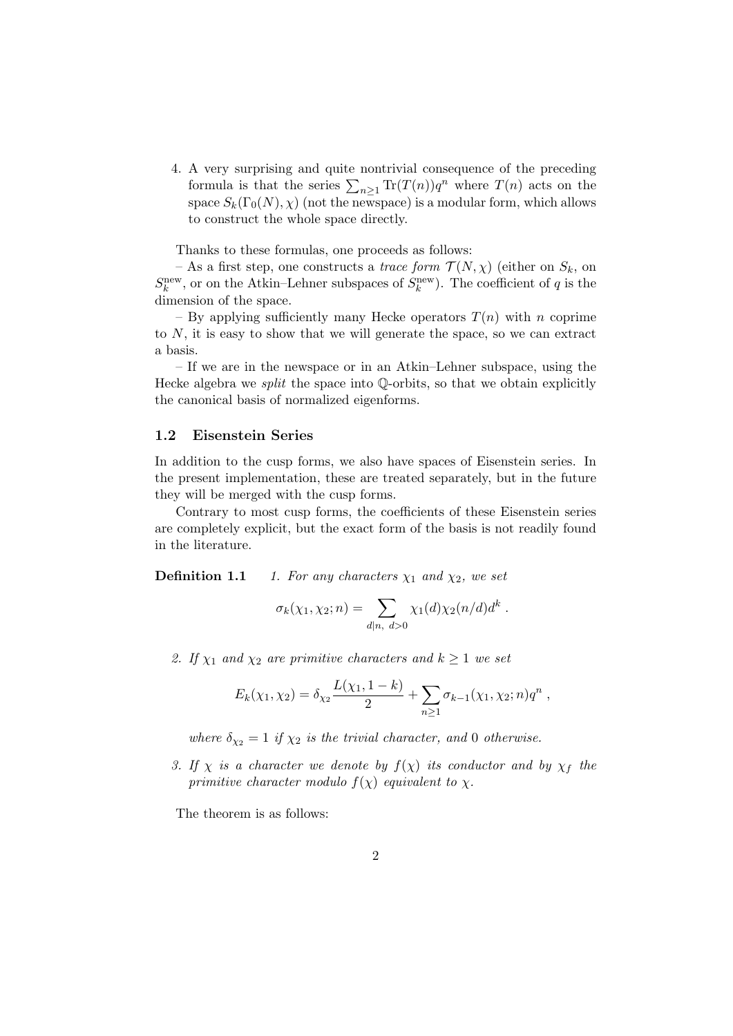4. A very surprising and quite nontrivial consequence of the preceding formula is that the series $\sum_{n\geq 1} \mathrm{Tr}(T(n))q^n$ where $T(n)$ acts on the space $S_k(\Gamma_0(N),\chi)$ (not the newspace) is a modular form, which allows to construct the whole space directly.

Thanks to these formulas, one proceeds as follows:

– As a first step, one constructs a *trace form* $\mathcal{T}(N,\chi)$ (either on $S_k$, on $S_k^{\mathrm{new}}$, or on the Atkin–Lehner subspaces of $S_k^{\mathrm{new}}$). The coefficient of $q$ is the dimension of the space.

– By applying sufficiently many Hecke operators $T(n)$ with $n$ coprime to $N$, it is easy to show that we will generate the space, so we can extract a basis.

– If we are in the newspace or in an Atkin–Lehner subspace, using the Hecke algebra we *split* the space into $\mathbb{Q}$-orbits, so that we obtain explicitly the canonical basis of normalized eigenforms.

### 1.2 Eisenstein Series

In addition to the cusp forms, we also have spaces of Eisenstein series. In the present implementation, these are treated separately, but in the future they will be merged with the cusp forms.

Contrary to most cusp forms, the coefficients of these Eisenstein series are completely explicit, but the exact form of the basis is not readily found in the literature.

**Definition 1.1** *1. For any characters $\chi_1$ and $\chi_2$, we set*

$$\sigma_k(\chi_1,\chi_2;n) = \sum_{d\mid n,\ d>0} \chi_1(d)\chi_2(n/d)d^k\ .$$

*2. If $\chi_1$ and $\chi_2$ are primitive characters and $k\geq 1$ we set*

$$E_k(\chi_1,\chi_2) = \delta_{\chi_2}\frac{L(\chi_1,1-k)}{2} + \sum_{n\geq 1}\sigma_{k-1}(\chi_1,\chi_2;n)q^n\ ,$$

*where $\delta_{\chi_2}=1$ if $\chi_2$ is the trivial character, and $0$ otherwise.*

*3. If $\chi$ is a character we denote by $f(\chi)$ its conductor and by $\chi_f$ the primitive character modulo $f(\chi)$ equivalent to $\chi$.*

The theorem is as follows: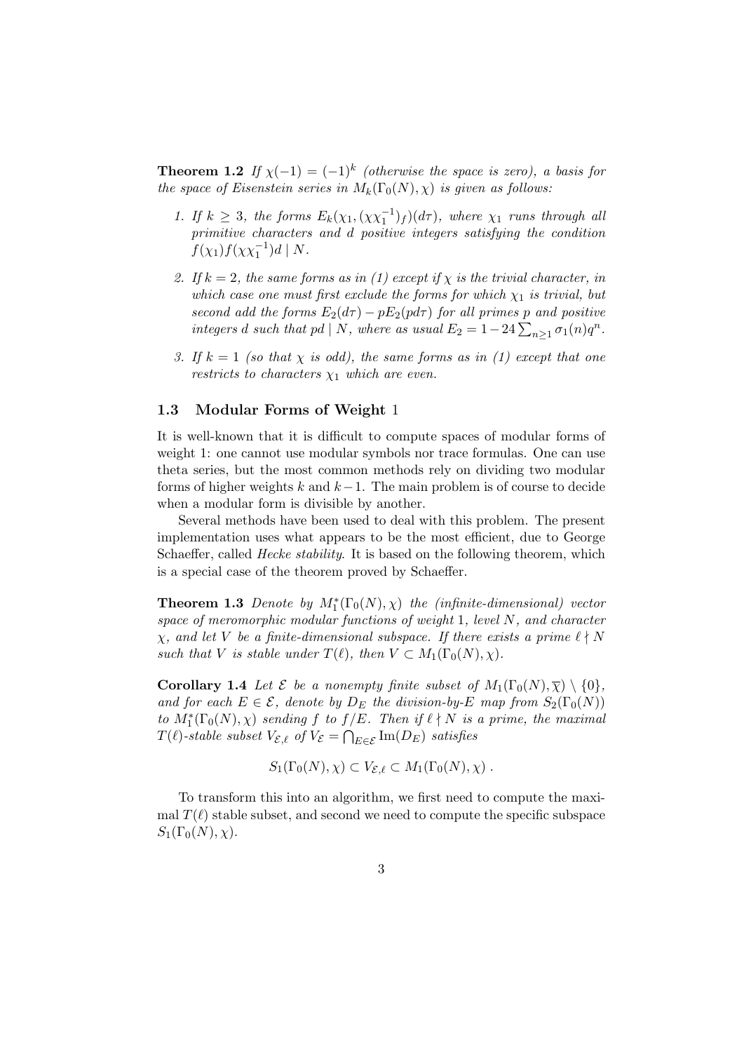**Theorem 1.2** *If $\chi(-1) = (-1)^k$ (otherwise the space is zero), a basis for the space of Eisenstein series in $M_k(\Gamma_0(N), \chi)$ is given as follows:*

1. *If $k \geq 3$, the forms $E_k(\chi_1, (\chi\chi_1^{-1})_f)(d\tau)$, where $\chi_1$ runs through all primitive characters and $d$ positive integers satisfying the condition $f(\chi_1)f(\chi\chi_1^{-1})d \mid N$.*
2. *If $k = 2$, the same forms as in (1) except if $\chi$ is the trivial character, in which case one must first exclude the forms for which $\chi_1$ is trivial, but second add the forms $E_2(d\tau) - pE_2(pd\tau)$ for all primes $p$ and positive integers $d$ such that $pd \mid N$, where as usual $E_2 = 1 - 24\sum_{n\geq 1}\sigma_1(n)q^n$.*
3. *If $k = 1$ (so that $\chi$ is odd), the same forms as in (1) except that one restricts to characters $\chi_1$ which are even.*

### 1.3 Modular Forms of Weight 1

It is well-known that it is difficult to compute spaces of modular forms of weight 1: one cannot use modular symbols nor trace formulas. One can use theta series, but the most common methods rely on dividing two modular forms of higher weights $k$ and $k-1$. The main problem is of course to decide when a modular form is divisible by another.

Several methods have been used to deal with this problem. The present implementation uses what appears to be the most efficient, due to George Schaeffer, called *Hecke stability*. It is based on the following theorem, which is a special case of the theorem proved by Schaeffer.

**Theorem 1.3** *Denote by $M_1^*(\Gamma_0(N), \chi)$ the (infinite-dimensional) vector space of meromorphic modular functions of weight 1, level $N$, and character $\chi$, and let $V$ be a finite-dimensional subspace. If there exists a prime $\ell \nmid N$ such that $V$ is stable under $T(\ell)$, then $V \subset M_1(\Gamma_0(N), \chi)$.*

**Corollary 1.4** *Let $\mathcal{E}$ be a nonempty finite subset of $M_1(\Gamma_0(N), \overline{\chi}) \setminus \{0\}$, and for each $E \in \mathcal{E}$, denote by $D_E$ the division-by-$E$ map from $S_2(\Gamma_0(N))$ to $M_1^*(\Gamma_0(N), \chi)$ sending $f$ to $f/E$. Then if $\ell \nmid N$ is a prime, the maximal $T(\ell)$-stable subset $V_{\mathcal{E},\ell}$ of $V_{\mathcal{E}} = \bigcap_{E\in\mathcal{E}} \mathrm{Im}(D_E)$ satisfies*

$$S_1(\Gamma_0(N), \chi) \subset V_{\mathcal{E},\ell} \subset M_1(\Gamma_0(N), \chi)\ .$$

To transform this into an algorithm, we first need to compute the maximal $T(\ell)$ stable subset, and second we need to compute the specific subspace $S_1(\Gamma_0(N), \chi)$.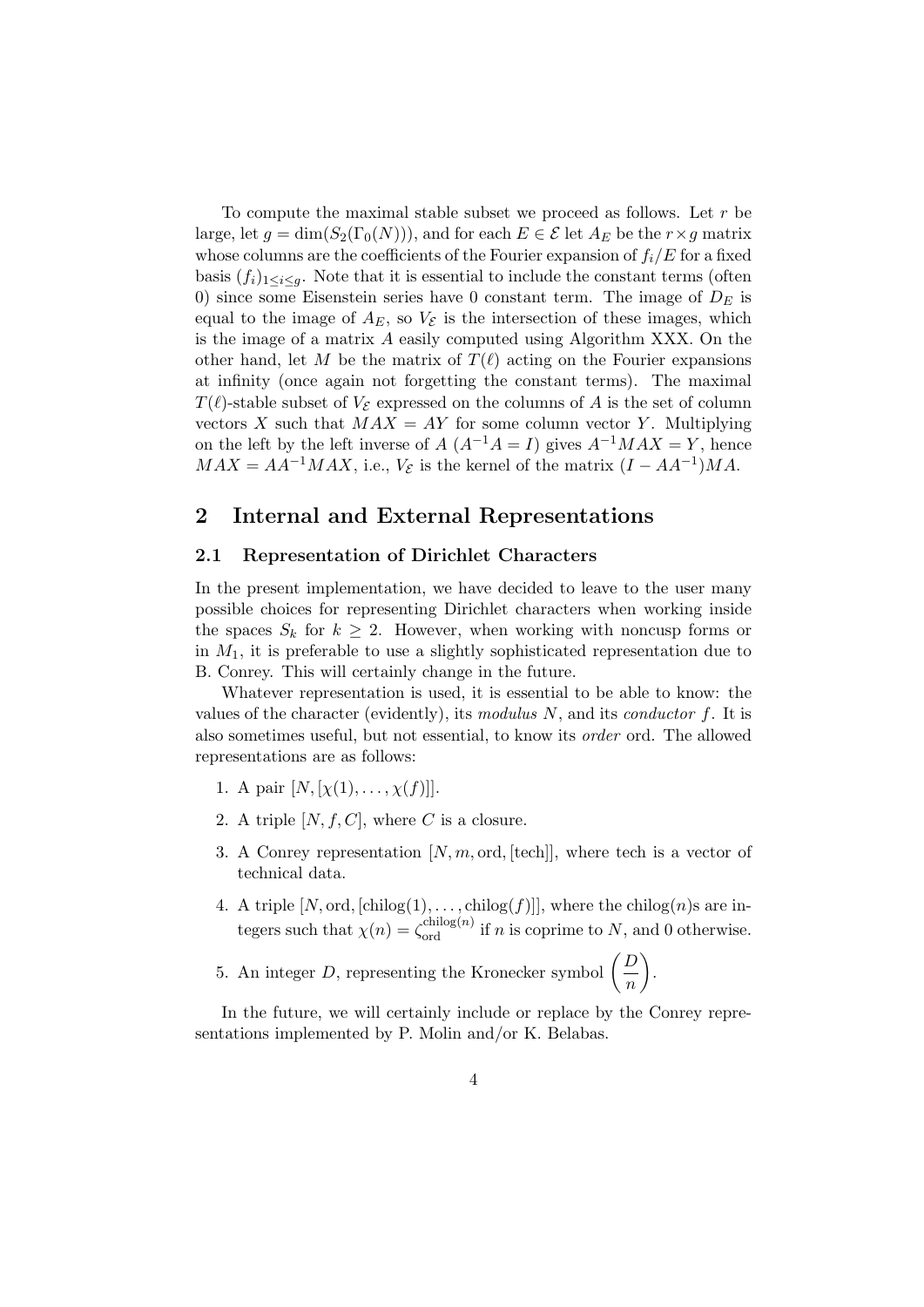To compute the maximal stable subset we proceed as follows. Let $r$ be large, let $g = \dim(S_2(\Gamma_0(N)))$, and for each $E \in \mathcal{E}$ let $A_E$ be the $r \times g$ matrix whose columns are the coefficients of the Fourier expansion of $f_i/E$ for a fixed basis $(f_i)_{1 \le i \le g}$. Note that it is essential to include the constant terms (often 0) since some Eisenstein series have 0 constant term. The image of $D_E$ is equal to the image of $A_E$, so $V_{\mathcal{E}}$ is the intersection of these images, which is the image of a matrix $A$ easily computed using Algorithm XXX. On the other hand, let $M$ be the matrix of $T(\ell)$ acting on the Fourier expansions at infinity (once again not forgetting the constant terms). The maximal $T(\ell)$-stable subset of $V_{\mathcal{E}}$ expressed on the columns of $A$ is the set of column vectors $X$ such that $MAX = AY$ for some column vector $Y$. Multiplying on the left by the left inverse of $A$ ($A^{-1}A = I$) gives $A^{-1}MAX = Y$, hence $MAX = AA^{-1}MAX$, i.e., $V_{\mathcal{E}}$ is the kernel of the matrix $(I - AA^{-1})MA$.

## 2 Internal and External Representations

### 2.1 Representation of Dirichlet Characters

In the present implementation, we have decided to leave to the user many possible choices for representing Dirichlet characters when working inside the spaces $S_k$ for $k \ge 2$. However, when working with noncusp forms or in $M_1$, it is preferable to use a slightly sophisticated representation due to B. Conrey. This will certainly change in the future.

Whatever representation is used, it is essential to be able to know: the values of the character (evidently), its *modulus* $N$, and its *conductor* $f$. It is also sometimes useful, but not essential, to know its *order* ord. The allowed representations are as follows:

1. A pair $[N, [\chi(1), \dots, \chi(f)]]$.
2. A triple $[N, f, C]$, where $C$ is a closure.
3. A Conrey representation $[N, m, \mathrm{ord}, [\mathrm{tech}]]$, where tech is a vector of technical data.
4. A triple $[N, \mathrm{ord}, [\mathrm{chilog}(1), \dots, \mathrm{chilog}(f)]]$, where the chilog$(n)$s are integers such that $\chi(n) = \zeta_{\mathrm{ord}}^{\mathrm{chilog}(n)}$ if $n$ is coprime to $N$, and 0 otherwise.
5. An integer $D$, representing the Kronecker symbol $\left(\dfrac{D}{n}\right)$.

In the future, we will certainly include or replace by the Conrey representations implemented by P. Molin and/or K. Belabas.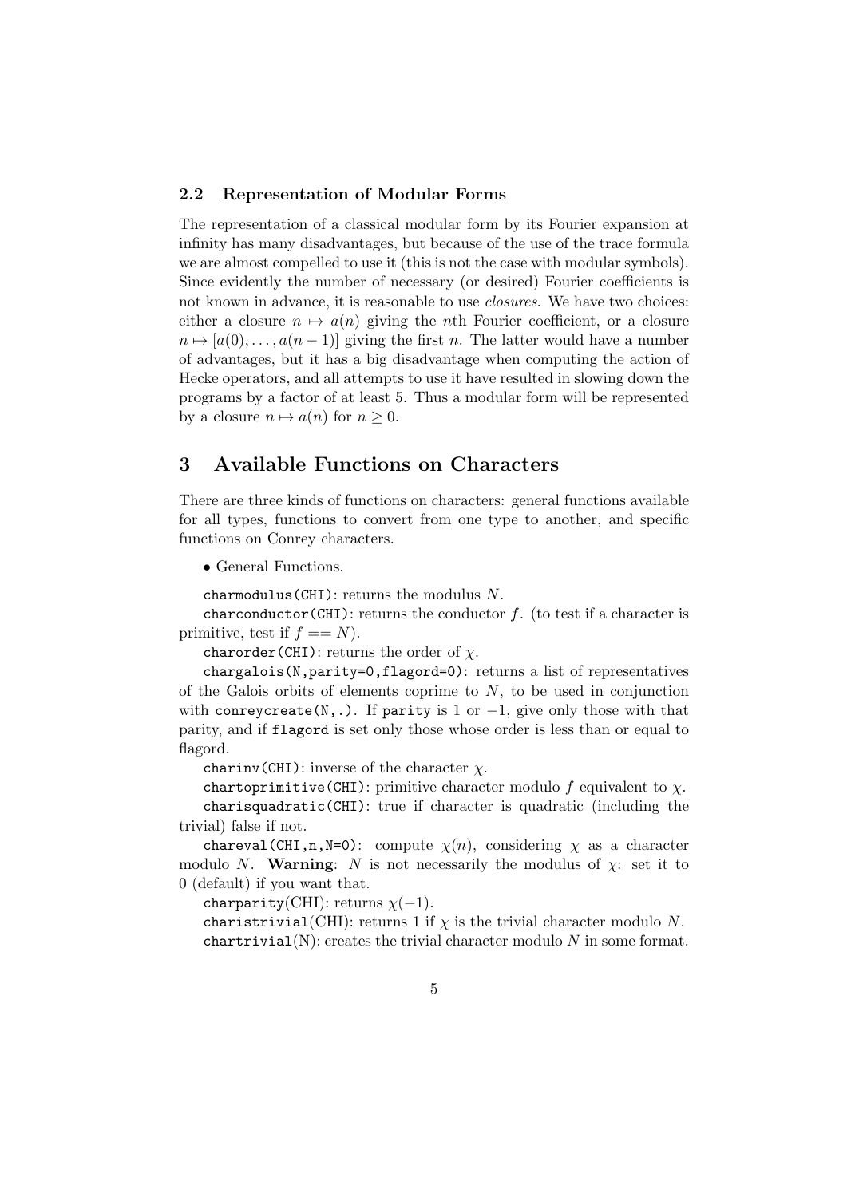### 2.2 Representation of Modular Forms

The representation of a classical modular form by its Fourier expansion at infinity has many disadvantages, but because of the use of the trace formula we are almost compelled to use it (this is not the case with modular symbols). Since evidently the number of necessary (or desired) Fourier coefficients is not known in advance, it is reasonable to use *closures*. We have two choices: either a closure $n \mapsto a(n)$ giving the $n$th Fourier coefficient, or a closure $n \mapsto [a(0), \ldots, a(n-1)]$ giving the first $n$. The latter would have a number of advantages, but it has a big disadvantage when computing the action of Hecke operators, and all attempts to use it have resulted in slowing down the programs by a factor of at least 5. Thus a modular form will be represented by a closure $n \mapsto a(n)$ for $n \geq 0$.

## 3 Available Functions on Characters

There are three kinds of functions on characters: general functions available for all types, functions to convert from one type to another, and specific functions on Conrey characters.

- General Functions.

`charmodulus(CHI)`: returns the modulus $N$.

`charconductor(CHI)`: returns the conductor $f$. (to test if a character is primitive, test if $f == N$).

`charorder(CHI)`: returns the order of $\chi$.

`chargalois(N,parity=0,flagord=0)`: returns a list of representatives of the Galois orbits of elements coprime to $N$, to be used in conjunction with `conreycreate(N,.)`. If `parity` is 1 or $-1$, give only those with that parity, and if `flagord` is set only those whose order is less than or equal to flagord.

`charinv(CHI)`: inverse of the character $\chi$.

`chartoprimitive(CHI)`: primitive character modulo $f$ equivalent to $\chi$.

`charisquadratic(CHI)`: true if character is quadratic (including the trivial) false if not.

`chareval(CHI,n,N=0)`: compute $\chi(n)$, considering $\chi$ as a character modulo $N$. **Warning**: $N$ is not necessarily the modulus of $\chi$: set it to 0 (default) if you want that.

`charparity`(CHI): returns $\chi(-1)$.

`charistrivial`(CHI): returns 1 if $\chi$ is the trivial character modulo $N$.

`chartrivial`(N): creates the trivial character modulo $N$ in some format.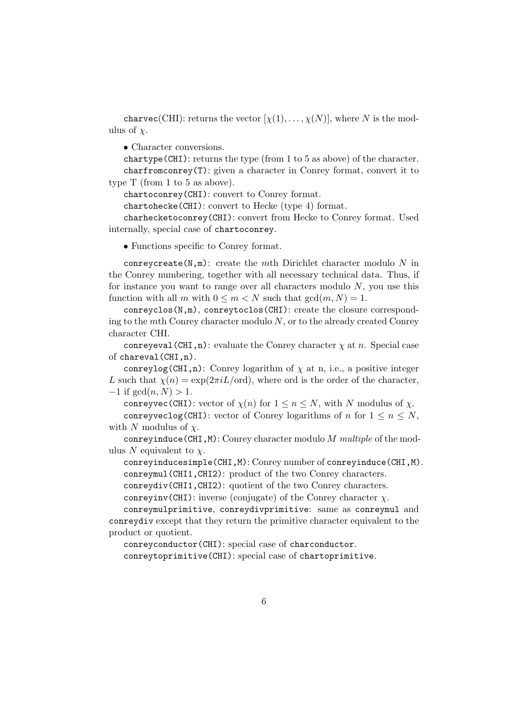`charvec(CHI)`: returns the vector $[\chi(1), \ldots, \chi(N)]$, where $N$ is the modulus of $\chi$.

- Character conversions.

`chartype(CHI)`: returns the type (from 1 to 5 as above) of the character.

`charfromconrey(T)`: given a character in Conrey format, convert it to type T (from 1 to 5 as above).

`chartoconrey(CHI)`: convert to Conrey format.

`chartohecke(CHI)`: convert to Hecke (type 4) format.

`charhecketoconrey(CHI)`: convert from Hecke to Conrey format. Used internally, special case of `chartoconrey`.

- Functions specific to Conrey format.

`conreycreate(N,m)`: create the $m$th Dirichlet character modulo $N$ in the Conrey numbering, together with all necessary technical data. Thus, if for instance you want to range over all characters modulo $N$, you use this function with all $m$ with $0 \le m < N$ such that $\gcd(m, N) = 1$.

`conreyclos(N,m)`, `conreytoclos(CHI)`: create the closure corresponding to the $m$th Conrey character modulo $N$, or to the already created Conrey character CHI.

`conreyeval(CHI,n)`: evaluate the Conrey character $\chi$ at $n$. Special case of `chareval(CHI,n)`.

`conreylog(CHI,n)`: Conrey logarithm of $\chi$ at n, i.e., a positive integer $L$ such that $\chi(n) = \exp(2\pi i L/\text{ord})$, where ord is the order of the character, $-1$ if $\gcd(n, N) > 1$.

`conreyvec(CHI)`: vector of $\chi(n)$ for $1 \le n \le N$, with $N$ modulus of $\chi$.

`conreyveclog(CHI)`: vector of Conrey logarithms of $n$ for $1 \le n \le N$, with $N$ modulus of $\chi$.

`conreyinduce(CHI,M)`: Conrey character modulo $M$ *multiple* of the modulus $N$ equivalent to $\chi$.

`conreyinducesimple(CHI,M)`: Conrey number of `conreyinduce(CHI,M)`.

`conreymul(CHI1,CHI2)`: product of the two Conrey characters.

`conreydiv(CHI1,CHI2)`: quotient of the two Conrey characters.

`conreyinv(CHI)`: inverse (conjugate) of the Conrey character $\chi$.

`conreymulprimitive`, `conreydivprimitive`: same as `conreymul` and `conreydiv` except that they return the primitive character equivalent to the product or quotient.

`conreyconductor(CHI)`: special case of `charconductor`.

`conreytoprimitive(CHI)`: special case of `chartoprimitive`.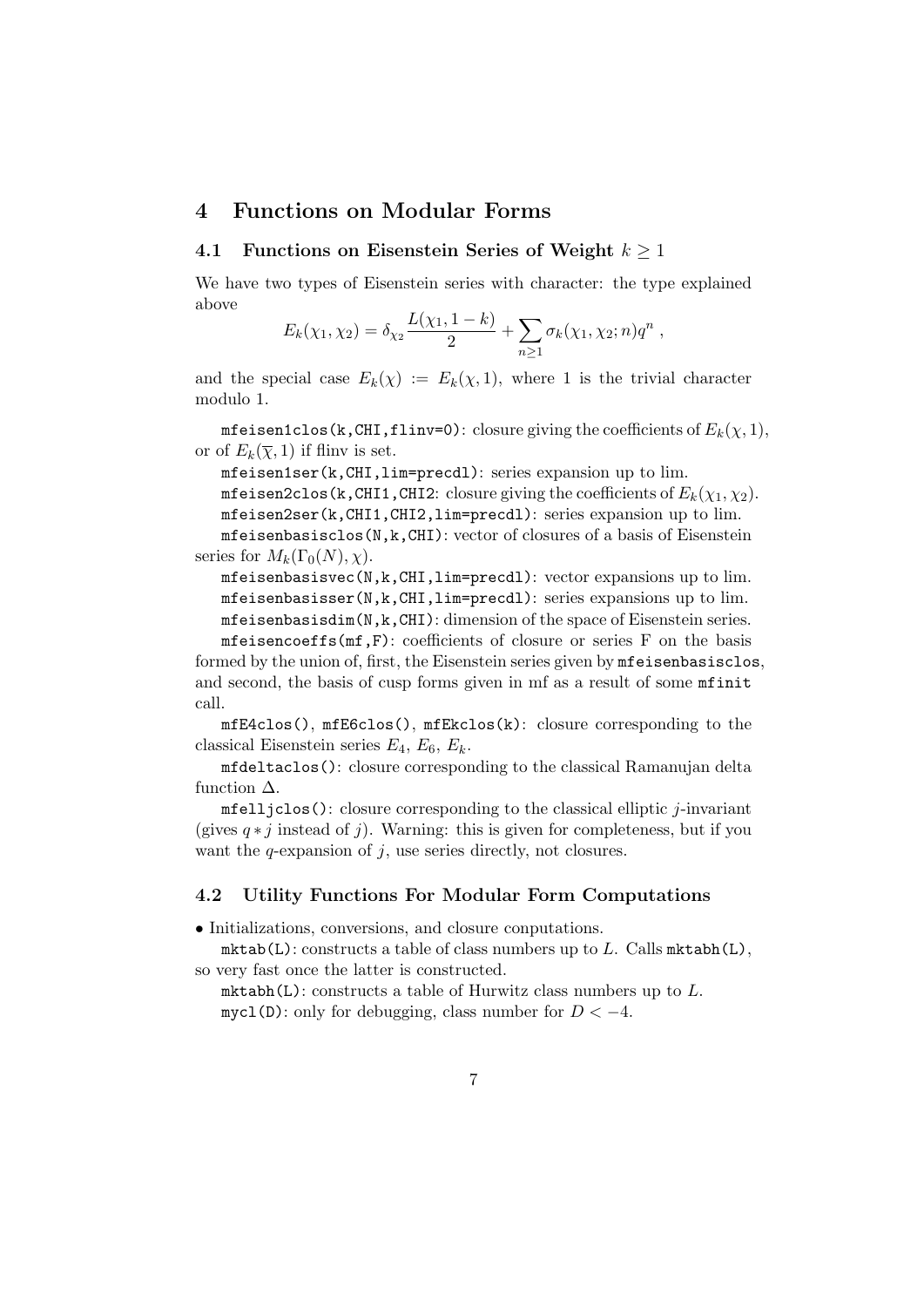# 4 Functions on Modular Forms

## 4.1 Functions on Eisenstein Series of Weight $k \geq 1$

We have two types of Eisenstein series with character: the type explained above

$$E_k(\chi_1, \chi_2) = \delta_{\chi_2} \frac{L(\chi_1, 1-k)}{2} + \sum_{n \geq 1} \sigma_k(\chi_1, \chi_2; n) q^n \ ,$$

and the special case $E_k(\chi) := E_k(\chi, 1)$, where 1 is the trivial character modulo 1.

`mfeisen1clos(k,CHI,flinv=0)`: closure giving the coefficients of $E_k(\chi, 1)$, or of $E_k(\overline{\chi}, 1)$ if flinv is set.

`mfeisen1ser(k,CHI,lim=precdl)`: series expansion up to lim.

`mfeisen2clos(k,CHI1,CHI2`: closure giving the coefficients of $E_k(\chi_1, \chi_2)$.

`mfeisen2ser(k,CHI1,CHI2,lim=precdl)`: series expansion up to lim.

`mfeisenbasisclos(N,k,CHI)`: vector of closures of a basis of Eisenstein series for $M_k(\Gamma_0(N), \chi)$.

`mfeisenbasisvec(N,k,CHI,lim=precdl)`: vector expansions up to lim.

`mfeisenbasisser(N,k,CHI,lim=precdl)`: series expansions up to lim.

`mfeisenbasisdim(N,k,CHI)`: dimension of the space of Eisenstein series.

`mfeisencoeffs(mf,F)`: coefficients of closure or series F on the basis formed by the union of, first, the Eisenstein series given by `mfeisenbasisclos`, and second, the basis of cusp forms given in mf as a result of some `mfinit` call.

`mfE4clos()`, `mfE6clos()`, `mfEkclos(k)`: closure corresponding to the classical Eisenstein series $E_4$, $E_6$, $E_k$.

`mfdeltaclos()`: closure corresponding to the classical Ramanujan delta function $\Delta$.

`mfelljclos()`: closure corresponding to the classical elliptic $j$-invariant (gives $q * j$ instead of $j$). Warning: this is given for completeness, but if you want the $q$-expansion of $j$, use series directly, not closures.

## 4.2 Utility Functions For Modular Form Computations

• Initializations, conversions, and closure conputations.

`mktab(L)`: constructs a table of class numbers up to $L$. Calls `mktabh(L)`, so very fast once the latter is constructed.

`mktabh(L)`: constructs a table of Hurwitz class numbers up to $L$.

`mycl(D)`: only for debugging, class number for $D < -4$.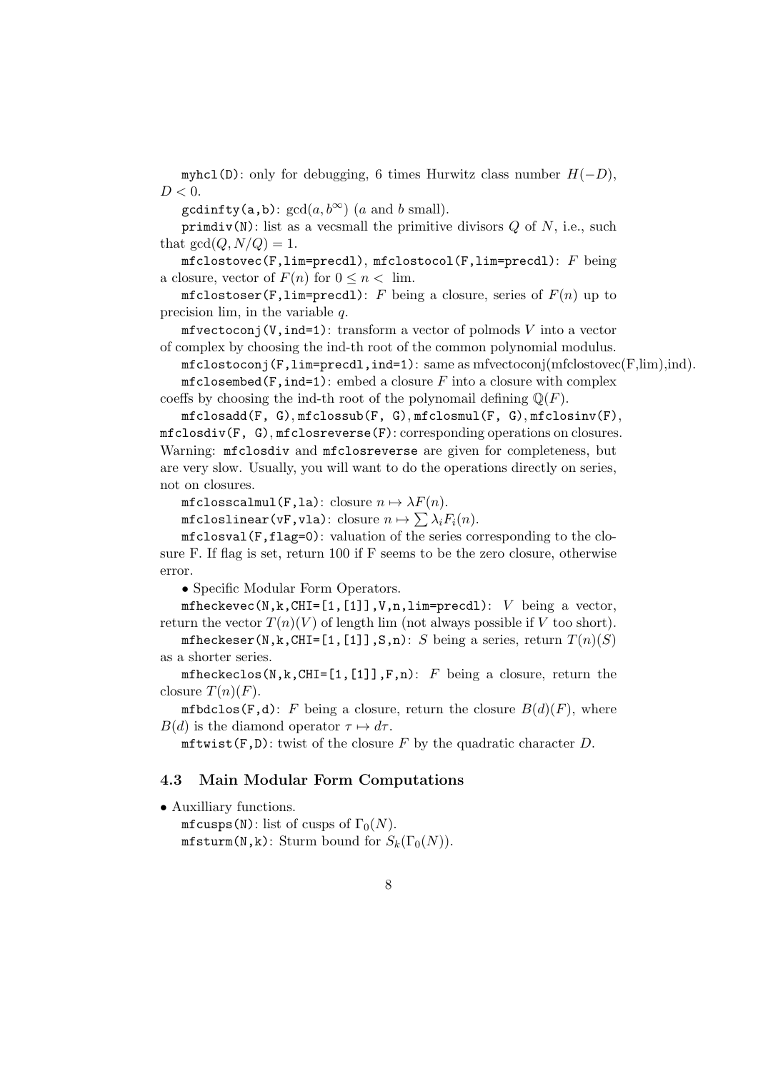`myhcl(D)`: only for debugging, 6 times Hurwitz class number $H(-D)$, $D < 0$.

`gcdinfty(a,b)`: $\gcd(a, b^\infty)$ ($a$ and $b$ small).

`primdiv(N)`: list as a vecsmall the primitive divisors $Q$ of $N$, i.e., such that $\gcd(Q, N/Q) = 1$.

`mfclostovec(F,lim=precdl)`, `mfclostocol(F,lim=precdl)`: $F$ being a closure, vector of $F(n)$ for $0 \leq n <$ lim.

`mfclostoser(F,lim=precdl)`: $F$ being a closure, series of $F(n)$ up to precision lim, in the variable $q$.

`mfvectoconj(V,ind=1)`: transform a vector of polmods $V$ into a vector of complex by choosing the ind-th root of the common polynomial modulus.

`mfclostoconj(F,lim=precdl,ind=1)`: same as mfvectoconj(mfclostovec(F,lim),ind).

`mfclosembed(F,ind=1)`: embed a closure $F$ into a closure with complex coeffs by choosing the ind-th root of the polynomail defining $\mathbb{Q}(F)$.

`mfclosadd(F, G)`, `mfclossub(F, G)`, `mfclosmul(F, G)`, `mfclosinv(F)`, `mfclosdiv(F, G)`, `mfclosreverse(F)`: corresponding operations on closures. Warning: `mfclosdiv` and `mfclosreverse` are given for completeness, but are very slow. Usually, you will want to do the operations directly on series, not on closures.

`mfclosscalmul(F,la)`: closure $n \mapsto \lambda F(n)$.

`mfcloslinear(vF,vla)`: closure $n \mapsto \sum \lambda_i F_i(n)$.

`mfclosval(F,flag=0)`: valuation of the series corresponding to the closure F. If flag is set, return 100 if F seems to be the zero closure, otherwise error.

• Specific Modular Form Operators.

`mfheckevec(N,k,CHI=[1,[1]],V,n,lim=precdl)`: $V$ being a vector, return the vector $T(n)(V)$ of length lim (not always possible if $V$ too short).

`mfheckeser(N,k,CHI=[1,[1]],S,n)`: $S$ being a series, return $T(n)(S)$ as a shorter series.

`mfheckeclos(N,k,CHI=[1,[1]],F,n)`: $F$ being a closure, return the closure $T(n)(F)$.

`mfbdclos(F,d)`: $F$ being a closure, return the closure $B(d)(F)$, where $B(d)$ is the diamond operator $\tau \mapsto d\tau$.

`mftwist(F,D)`: twist of the closure $F$ by the quadratic character $D$.

### 4.3 Main Modular Form Computations

• Auxilliary functions.

`mfcusps(N)`: list of cusps of $\Gamma_0(N)$.

`mfsturm(N,k)`: Sturm bound for $S_k(\Gamma_0(N))$.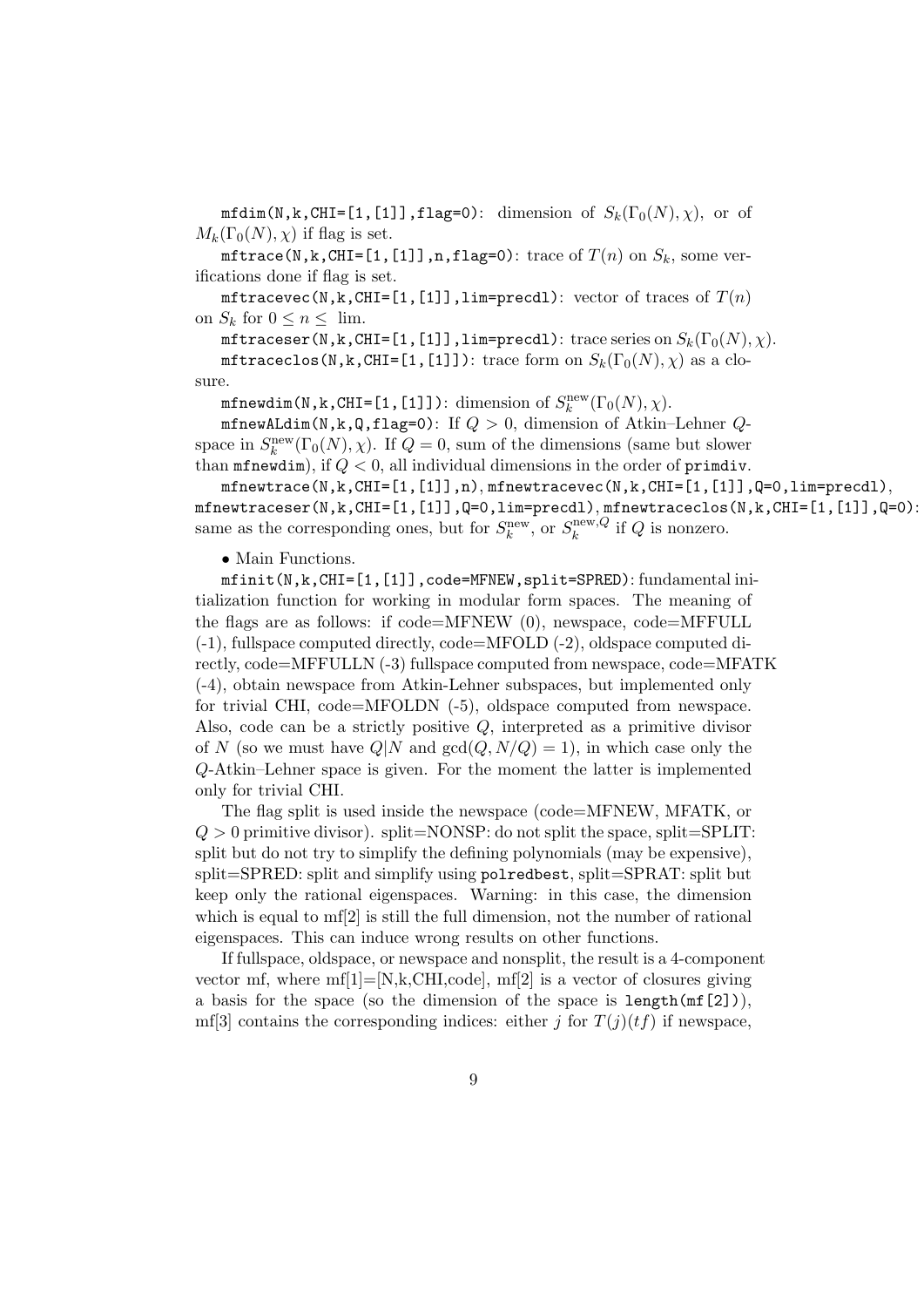`mfdim(N,k,CHI=[1,[1]],flag=0)`: dimension of $S_k(\Gamma_0(N),\chi)$, or of $M_k(\Gamma_0(N),\chi)$ if flag is set.

`mftrace(N,k,CHI=[1,[1]],n,flag=0)`: trace of $T(n)$ on $S_k$, some verifications done if flag is set.

`mftracevec(N,k,CHI=[1,[1]],lim=precdl)`: vector of traces of $T(n)$ on $S_k$ for $0 \leq n \leq$ lim.

`mftraceser(N,k,CHI=[1,[1]],lim=precdl)`: trace series on $S_k(\Gamma_0(N),\chi)$.

`mftraceclos(N,k,CHI=[1,[1]])`: trace form on $S_k(\Gamma_0(N),\chi)$ as a closure.

`mfnewdim(N,k,CHI=[1,[1]])`: dimension of $S_k^{\text{new}}(\Gamma_0(N),\chi)$.

`mfnewALdim(N,k,Q,flag=0)`: If $Q > 0$, dimension of Atkin–Lehner $Q$-space in $S_k^{\text{new}}(\Gamma_0(N),\chi)$. If $Q = 0$, sum of the dimensions (same but slower than `mfnewdim`), if $Q < 0$, all individual dimensions in the order of `primdiv`.

`mfnewtrace(N,k,CHI=[1,[1]],n)`, `mfnewtracevec(N,k,CHI=[1,[1]],Q=0,lim=precdl)`, `mfnewtraceser(N,k,CHI=[1,[1]],Q=0,lim=precdl)`, `mfnewtraceclos(N,k,CHI=[1,[1]],Q=0)`: same as the corresponding ones, but for $S_k^{\text{new}}$, or $S_k^{\text{new},Q}$ if $Q$ is nonzero.

- Main Functions.

`mfinit(N,k,CHI=[1,[1]],code=MFNEW,split=SPRED)`: fundamental initialization function for working in modular form spaces. The meaning of the flags are as follows: if code=MFNEW (0), newspace, code=MFFULL (-1), fullspace computed directly, code=MFOLD (-2), oldspace computed directly, code=MFFULLN (-3) fullspace computed from newspace, code=MFATK (-4), obtain newspace from Atkin-Lehner subspaces, but implemented only for trivial CHI, code=MFOLDN (-5), oldspace computed from newspace. Also, code can be a strictly positive $Q$, interpreted as a primitive divisor of $N$ (so we must have $Q|N$ and $\gcd(Q,N/Q) = 1$), in which case only the $Q$-Atkin–Lehner space is given. For the moment the latter is implemented only for trivial CHI.

The flag split is used inside the newspace (code=MFNEW, MFATK, or $Q > 0$ primitive divisor). split=NONSP: do not split the space, split=SPLIT: split but do not try to simplify the defining polynomials (may be expensive), split=SPRED: split and simplify using `polredbest`, split=SPRAT: split but keep only the rational eigenspaces. Warning: in this case, the dimension which is equal to mf[2] is still the full dimension, not the number of rational eigenspaces. This can induce wrong results on other functions.

If fullspace, oldspace, or newspace and nonsplit, the result is a 4-component vector mf, where mf[1]=[N,k,CHI,code], mf[2] is a vector of closures giving a basis for the space (so the dimension of the space is `length(mf[2])`), mf[3] contains the corresponding indices: either $j$ for $T(j)(tf)$ if newspace,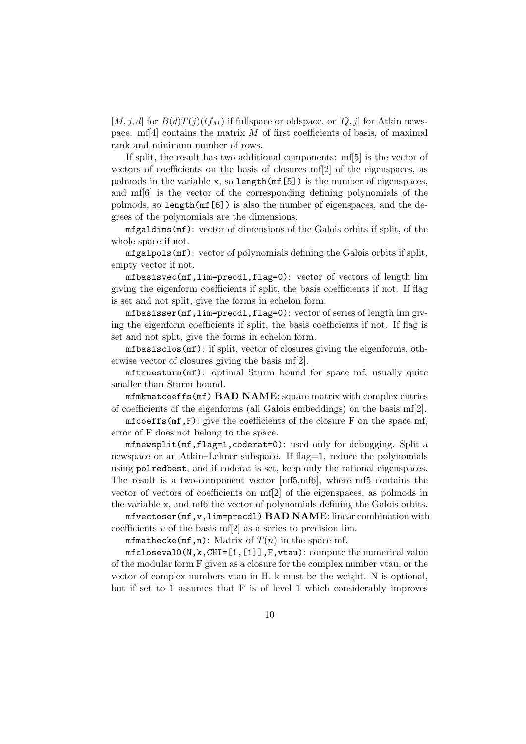$[M,j,d]$ for $B(d)T(j)(tf_M)$ if fullspace or oldspace, or $[Q,j]$ for Atkin newspace. mf[4] contains the matrix $M$ of first coefficients of basis, of maximal rank and minimum number of rows.

If split, the result has two additional components: mf[5] is the vector of vectors of coefficients on the basis of closures mf[2] of the eigenspaces, as polmods in the variable x, so `length(mf[5])` is the number of eigenspaces, and mf[6] is the vector of the corresponding defining polynomials of the polmods, so `length(mf[6])` is also the number of eigenspaces, and the degrees of the polynomials are the dimensions.

`mfgaldims(mf)`: vector of dimensions of the Galois orbits if split, of the whole space if not.

`mfgalpols(mf)`: vector of polynomials defining the Galois orbits if split, empty vector if not.

`mfbasisvec(mf,lim=precdl,flag=0)`: vector of vectors of length lim giving the eigenform coefficients if split, the basis coefficients if not. If flag is set and not split, give the forms in echelon form.

`mfbasisser(mf,lim=precdl,flag=0)`: vector of series of length lim giving the eigenform coefficients if split, the basis coefficients if not. If flag is set and not split, give the forms in echelon form.

`mfbasisclos(mf)`: if split, vector of closures giving the eigenforms, otherwise vector of closures giving the basis mf[2].

`mftruesturm(mf)`: optimal Sturm bound for space mf, usually quite smaller than Sturm bound.

`mfmkmatcoeffs(mf)` **BAD NAME**: square matrix with complex entries of coefficients of the eigenforms (all Galois embeddings) on the basis mf[2].

`mfcoeffs(mf,F)`: give the coefficients of the closure F on the space mf, error of F does not belong to the space.

`mfnewsplit(mf,flag=1,coderat=0)`: used only for debugging. Split a newspace or an Atkin–Lehner subspace. If flag=1, reduce the polynomials using `polredbest`, and if coderat is set, keep only the rational eigenspaces. The result is a two-component vector [mf5,mf6], where mf5 contains the vector of vectors of coefficients on mf[2] of the eigenspaces, as polmods in the variable x, and mf6 the vector of polynomials defining the Galois orbits.

`mfvectoser(mf,v,lim=precdl)` **BAD NAME**: linear combination with coefficients $v$ of the basis mf[2] as a series to precision lim.

`mfmathecke(mf,n)`: Matrix of $T(n)$ in the space mf.

`mfcloseval0(N,k,CHI=[1,[1]],F,vtau)`: compute the numerical value of the modular form F given as a closure for the complex number vtau, or the vector of complex numbers vtau in H. k must be the weight. N is optional, but if set to 1 assumes that F is of level 1 which considerably improves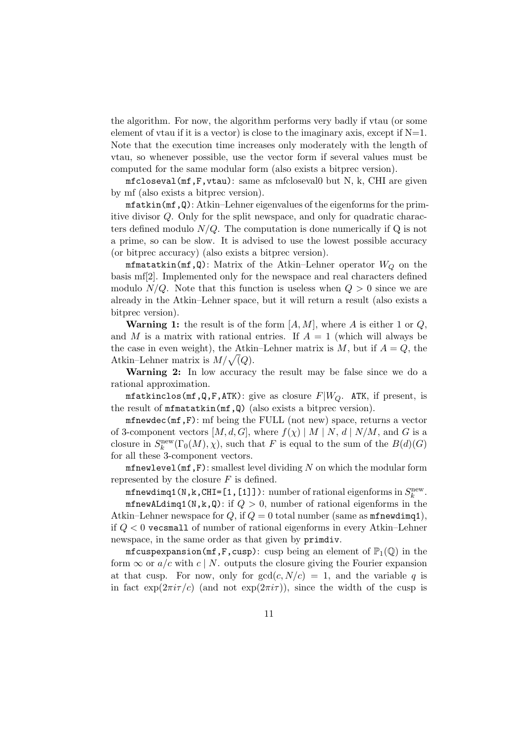the algorithm. For now, the algorithm performs very badly if vtau (or some element of vtau if it is a vector) is close to the imaginary axis, except if N=1. Note that the execution time increases only moderately with the length of vtau, so whenever possible, use the vector form if several values must be computed for the same modular form (also exists a bitprec version).

`mfcloseval(mf,F,vtau)`: same as mfcloseval0 but N, k, CHI are given by mf (also exists a bitprec version).

`mfatkin(mf,Q)`: Atkin–Lehner eigenvalues of the eigenforms for the primitive divisor $Q$. Only for the split newspace, and only for quadratic characters defined modulo $N/Q$. The computation is done numerically if Q is not a prime, so can be slow. It is advised to use the lowest possible accuracy (or bitprec accuracy) (also exists a bitprec version).

`mfmatatkin(mf,Q)`: Matrix of the Atkin–Lehner operator $W_Q$ on the basis mf[2]. Implemented only for the newspace and real characters defined modulo $N/Q$. Note that this function is useless when $Q > 0$ since we are already in the Atkin–Lehner space, but it will return a result (also exists a bitprec version).

**Warning 1:** the result is of the form $[A, M]$, where $A$ is either 1 or $Q$, and $M$ is a matrix with rational entries. If $A = 1$ (which will always be the case in even weight), the Atkin–Lehner matrix is $M$, but if $A = Q$, the Atkin–Lehner matrix is $M/\sqrt(Q)$.

**Warning 2:** In low accuracy the result may be false since we do a rational approximation.

`mfatkinclos(mf,Q,F,ATK)`: give as closure $F|W_Q$. `ATK`, if present, is the result of `mfmatatkin(mf,Q)` (also exists a bitprec version).

`mfnewdec(mf,F)`: mf being the FULL (not new) space, returns a vector of 3-component vectors $[M, d, G]$, where $f(\chi) \mid M \mid N$, $d \mid N/M$, and $G$ is a closure in $S_k^{\text{new}}(\Gamma_0(M), \chi)$, such that $F$ is equal to the sum of the $B(d)(G)$ for all these 3-component vectors.

`mfnewlevel(mf,F)`: smallest level dividing $N$ on which the modular form represented by the closure $F$ is defined.

`mfnewdimq1(N,k,CHI=[1,[1]])`: number of rational eigenforms in $S_k^{\text{new}}$.

`mfnewALdimq1(N,k,Q)`: if $Q > 0$, number of rational eigenforms in the Atkin–Lehner newspace for $Q$, if $Q = 0$ total number (same as `mfnewdimq1`), if $Q < 0$ `vecsmall` of number of rational eigenforms in every Atkin–Lehner newspace, in the same order as that given by `primdiv`.

`mfcuspexpansion(mf,F,cusp)`: cusp being an element of $\mathbb{P}_1(\mathbb{Q})$ in the form $\infty$ or $a/c$ with $c \mid N$. outputs the closure giving the Fourier expansion at that cusp. For now, only for $\gcd(c, N/c) = 1$, and the variable $q$ is in fact $\exp(2\pi i\tau/c)$ (and not $\exp(2\pi i\tau)$), since the width of the cusp is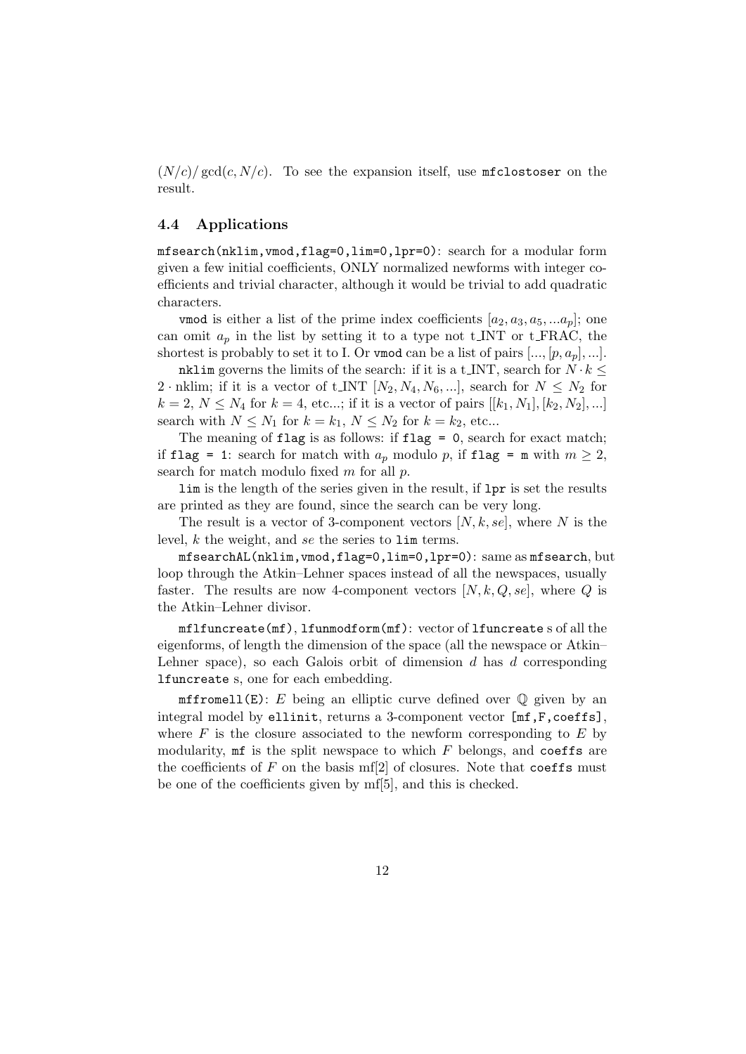$(N/c)/\gcd(c, N/c)$. To see the expansion itself, use `mfclostoser` on the result.

### 4.4 Applications

`mfsearch(nklim,vmod,flag=0,lim=0,lpr=0)`: search for a modular form given a few initial coefficients, ONLY normalized newforms with integer coefficients and trivial character, although it would be trivial to add quadratic characters.

`vmod` is either a list of the prime index coefficients $[a_2, a_3, a_5, ...a_p]$; one can omit $a_p$ in the list by setting it to a type not t_INT or t_FRAC, the shortest is probably to set it to I. Or `vmod` can be a list of pairs $[..., [p, a_p], ...]$.

`nklim` governs the limits of the search: if it is a t_INT, search for $N \cdot k \leq 2 \cdot \text{nklim}$; if it is a vector of t_INT $[N_2, N_4, N_6, ...]$, search for $N \leq N_2$ for $k = 2$, $N \leq N_4$ for $k = 4$, etc...; if it is a vector of pairs $[[k_1, N_1], [k_2, N_2], ...]$ search with $N \leq N_1$ for $k = k_1$, $N \leq N_2$ for $k = k_2$, etc...

The meaning of `flag` is as follows: if `flag = 0`, search for exact match; if `flag = 1`: search for match with $a_p$ modulo $p$, if `flag = m` with $m \geq 2$, search for match modulo fixed $m$ for all $p$.

`lim` is the length of the series given in the result, if `lpr` is set the results are printed as they are found, since the search can be very long.

The result is a vector of 3-component vectors $[N, k, se]$, where $N$ is the level, $k$ the weight, and $se$ the series to `lim` terms.

`mfsearchAL(nklim,vmod,flag=0,lim=0,lpr=0)`: same as `mfsearch`, but loop through the Atkin–Lehner spaces instead of all the newspaces, usually faster. The results are now 4-component vectors $[N, k, Q, se]$, where $Q$ is the Atkin–Lehner divisor.

`mflfuncreate(mf)`, `lfunmodform(mf)`: vector of `lfuncreate` s of all the eigenforms, of length the dimension of the space (all the newspace or Atkin–Lehner space), so each Galois orbit of dimension $d$ has $d$ corresponding `lfuncreate` s, one for each embedding.

`mffromell(E)`: $E$ being an elliptic curve defined over $\mathbb{Q}$ given by an integral model by `ellinit`, returns a 3-component vector `[mf,F,coeffs]`, where $F$ is the closure associated to the newform corresponding to $E$ by modularity, `mf` is the split newspace to which $F$ belongs, and `coeffs` are the coefficients of $F$ on the basis mf[2] of closures. Note that `coeffs` must be one of the coefficients given by mf[5], and this is checked.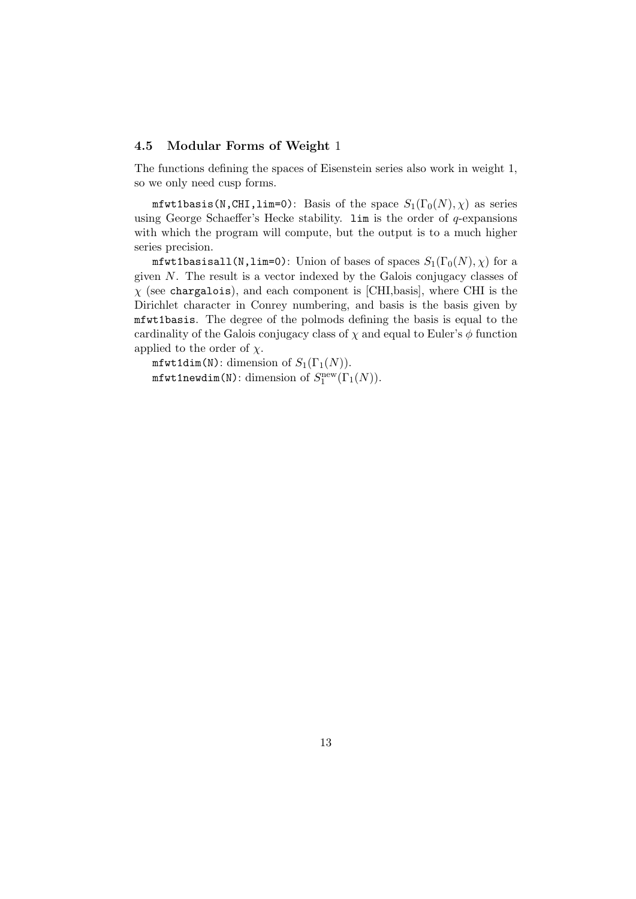### 4.5 Modular Forms of Weight 1

The functions defining the spaces of Eisenstein series also work in weight 1, so we only need cusp forms.

`mfwt1basis(N,CHI,lim=0)`: Basis of the space $S_1(\Gamma_0(N),\chi)$ as series using George Schaeffer's Hecke stability. `lim` is the order of $q$-expansions with which the program will compute, but the output is to a much higher series precision.

`mfwt1basisall(N,lim=0)`: Union of bases of spaces $S_1(\Gamma_0(N),\chi)$ for a given $N$. The result is a vector indexed by the Galois conjugacy classes of $\chi$ (see `chargalois`), and each component is [CHI,basis], where CHI is the Dirichlet character in Conrey numbering, and basis is the basis given by `mfwt1basis`. The degree of the polmods defining the basis is equal to the cardinality of the Galois conjugacy class of $\chi$ and equal to Euler's $\phi$ function applied to the order of $\chi$.

`mfwt1dim(N)`: dimension of $S_1(\Gamma_1(N))$.

`mfwt1newdim(N)`: dimension of $S_1^{\text{new}}(\Gamma_1(N))$.